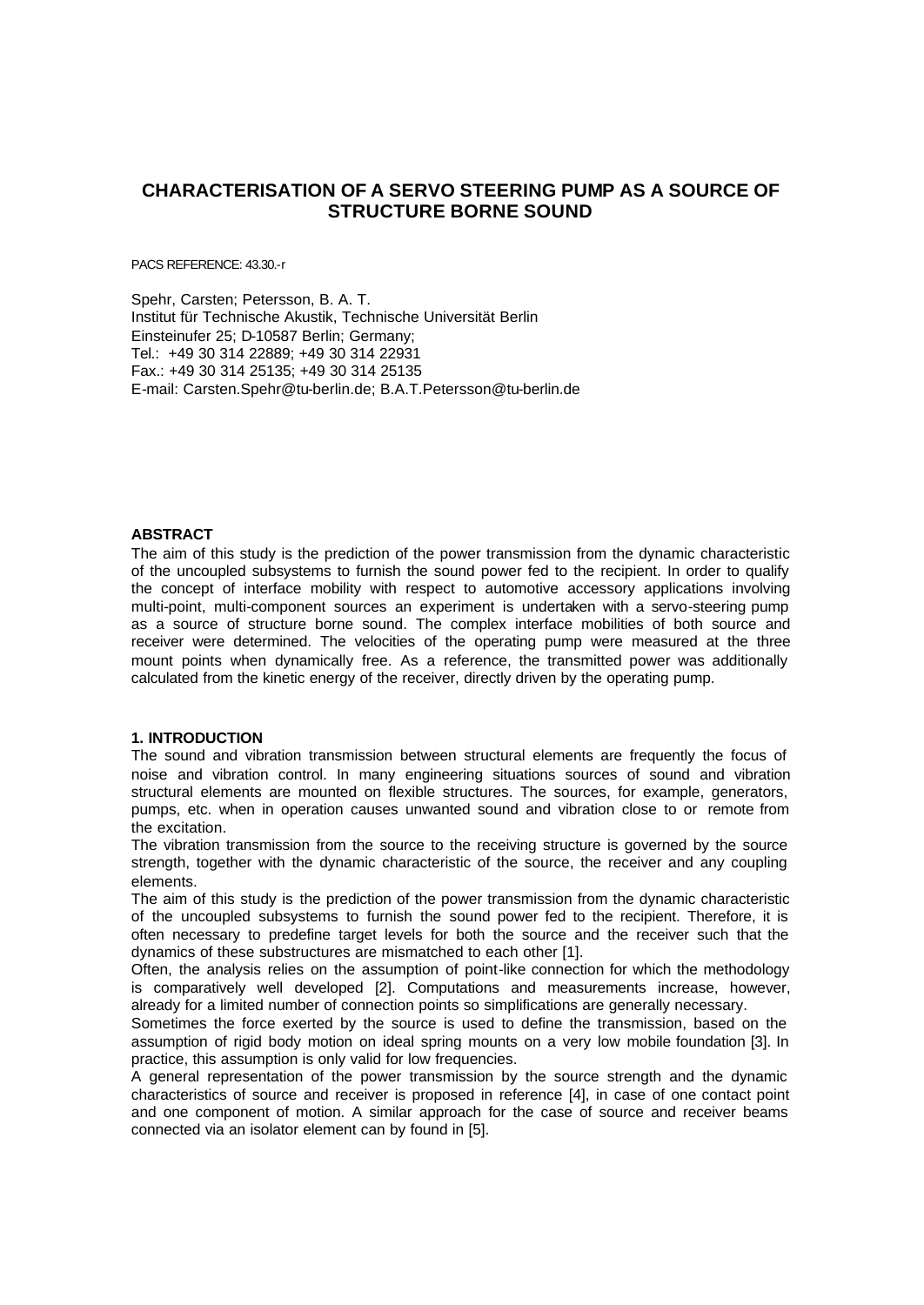# CHARACTERISATION OF A SERVO STEERING PUMP AS A SOURCE OF STRUCTURE BORNE SOUND

PACS REFERENCE: 43.30.-r

Spehr, Carsten; Petersson, B. A. T.
Institut für Technische Akustik, Technische Universität Berlin
Einsteinufer 25; D-10587 Berlin; Germany;
Tel.: +49 30 314 22889; +49 30 314 22931
Fax.: +49 30 314 25135; +49 30 314 25135
E-mail: Carsten.Spehr@tu-berlin.de; B.A.T.Petersson@tu-berlin.de

## ABSTRACT

The aim of this study is the prediction of the power transmission from the dynamic characteristic of the uncoupled subsystems to furnish the sound power fed to the recipient. In order to qualify the concept of interface mobility with respect to automotive accessory applications involving multi-point, multi-component sources an experiment is undertaken with a servo-steering pump as a source of structure borne sound. The complex interface mobilities of both source and receiver were determined. The velocities of the operating pump were measured at the three mount points when dynamically free. As a reference, the transmitted power was additionally calculated from the kinetic energy of the receiver, directly driven by the operating pump.

## 1. INTRODUCTION

The sound and vibration transmission between structural elements are frequently the focus of noise and vibration control. In many engineering situations sources of sound and vibration structural elements are mounted on flexible structures. The sources, for example, generators, pumps, etc. when in operation causes unwanted sound and vibration close to or remote from the excitation.

The vibration transmission from the source to the receiving structure is governed by the source strength, together with the dynamic characteristic of the source, the receiver and any coupling elements.

The aim of this study is the prediction of the power transmission from the dynamic characteristic of the uncoupled subsystems to furnish the sound power fed to the recipient. Therefore, it is often necessary to predefine target levels for both the source and the receiver such that the dynamics of these substructures are mismatched to each other [1].

Often, the analysis relies on the assumption of point-like connection for which the methodology is comparatively well developed [2]. Computations and measurements increase, however, already for a limited number of connection points so simplifications are generally necessary.

Sometimes the force exerted by the source is used to define the transmission, based on the assumption of rigid body motion on ideal spring mounts on a very low mobile foundation [3]. In practice, this assumption is only valid for low frequencies.

A general representation of the power transmission by the source strength and the dynamic characteristics of source and receiver is proposed in reference [4], in case of one contact point and one component of motion. A similar approach for the case of source and receiver beams connected via an isolator element can by found in [5].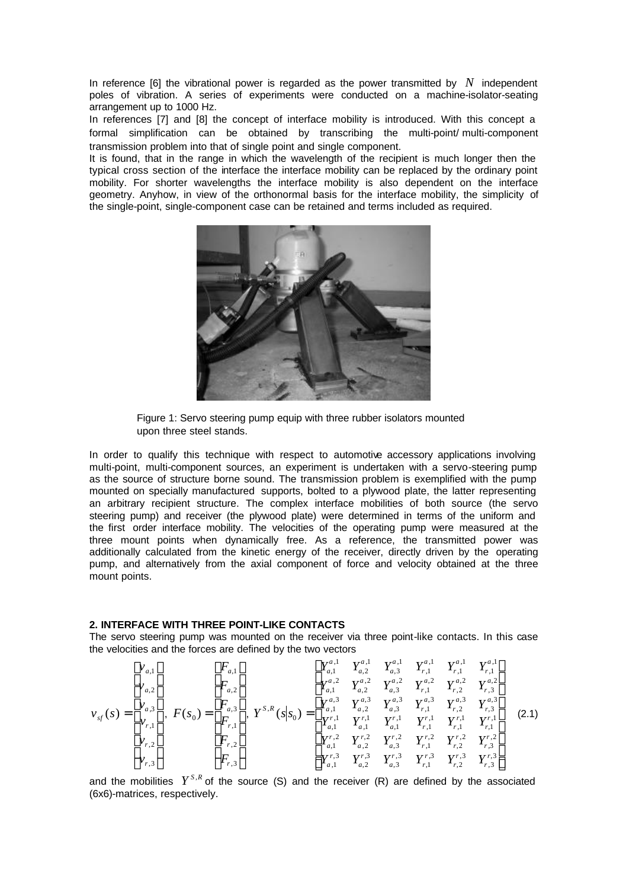In reference [6] the vibrational power is regarded as the power transmitted by $N$ independent poles of vibration. A series of experiments were conducted on a machine-isolator-seating arrangement up to 1000 Hz.

In references [7] and [8] the concept of interface mobility is introduced. With this concept a formal simplification can be obtained by transcribing the multi-point/ multi-component transmission problem into that of single point and single component.

It is found, that in the range in which the wavelength of the recipient is much longer then the typical cross section of the interface the interface mobility can be replaced by the ordinary point mobility. For shorter wavelengths the interface mobility is also dependent on the interface geometry. Anyhow, in view of the orthonormal basis for the interface mobility, the simplicity of the single-point, single-component case can be retained and terms included as required.

Figure 1: Servo steering pump equip with three rubber isolators mounted upon three steel stands.

In order to qualify this technique with respect to automotive accessory applications involving multi-point, multi-component sources, an experiment is undertaken with a servo-steering pump as the source of structure borne sound. The transmission problem is exemplified with the pump mounted on specially manufactured supports, bolted to a plywood plate, the latter representing an arbitrary recipient structure. The complex interface mobilities of both source (the servo steering pump) and receiver (the plywood plate) were determined in terms of the uniform and the first order interface mobility. The velocities of the operating pump were measured at the three mount points when dynamically free. As a reference, the transmitted power was additionally calculated from the kinetic energy of the receiver, directly driven by the operating pump, and alternatively from the axial component of force and velocity obtained at the three mount points.

## 2. INTERFACE WITH THREE POINT-LIKE CONTACTS

The servo steering pump was mounted on the receiver via three point-like contacts. In this case the velocities and the forces are defined by the two vectors

$$v_{sf}(s) = \begin{bmatrix} v_{a,1} \\ v_{a,2} \\ v_{a,3} \\ v_{r,1} \\ v_{r,2} \\ v_{r,3} \end{bmatrix}, \; F(s_0) = \begin{bmatrix} F_{a,1} \\ F_{a,2} \\ F_{a,3} \\ F_{r,1} \\ F_{r,2} \\ F_{r,3} \end{bmatrix}, \; Y^{S,R}(s|s_0) = \begin{bmatrix} Y_{a,1}^{a,1} & Y_{a,2}^{a,1} & Y_{a,3}^{a,1} & Y_{r,1}^{a,1} & Y_{r,1}^{a,1} & Y_{r,1}^{a,1} \\ Y_{a,1}^{a,2} & Y_{a,2}^{a,2} & Y_{a,3}^{a,2} & Y_{r,1}^{a,2} & Y_{r,2}^{a,2} & Y_{r,3}^{a,2} \\ Y_{a,1}^{a,3} & Y_{a,2}^{a,3} & Y_{a,3}^{a,3} & Y_{r,1}^{a,3} & Y_{r,2}^{a,3} & Y_{r,3}^{a,3} \\ Y_{a,1}^{r,1} & Y_{a,1}^{r,1} & Y_{a,1}^{r,1} & Y_{r,1}^{r,1} & Y_{r,1}^{r,1} & Y_{r,1}^{r,1} \\ Y_{a,1}^{r,2} & Y_{a,2}^{r,2} & Y_{a,3}^{r,2} & Y_{r,1}^{r,2} & Y_{r,2}^{r,2} & Y_{r,3}^{r,2} \\ Y_{a,1}^{r,3} & Y_{a,2}^{r,3} & Y_{a,3}^{r,3} & Y_{r,1}^{r,3} & Y_{r,2}^{r,3} & Y_{r,3}^{r,3} \end{bmatrix} \quad (2.1)$$

and the mobilities $Y^{S,R}$ of the source (S) and the receiver (R) are defined by the associated (6x6)-matrices, respectively.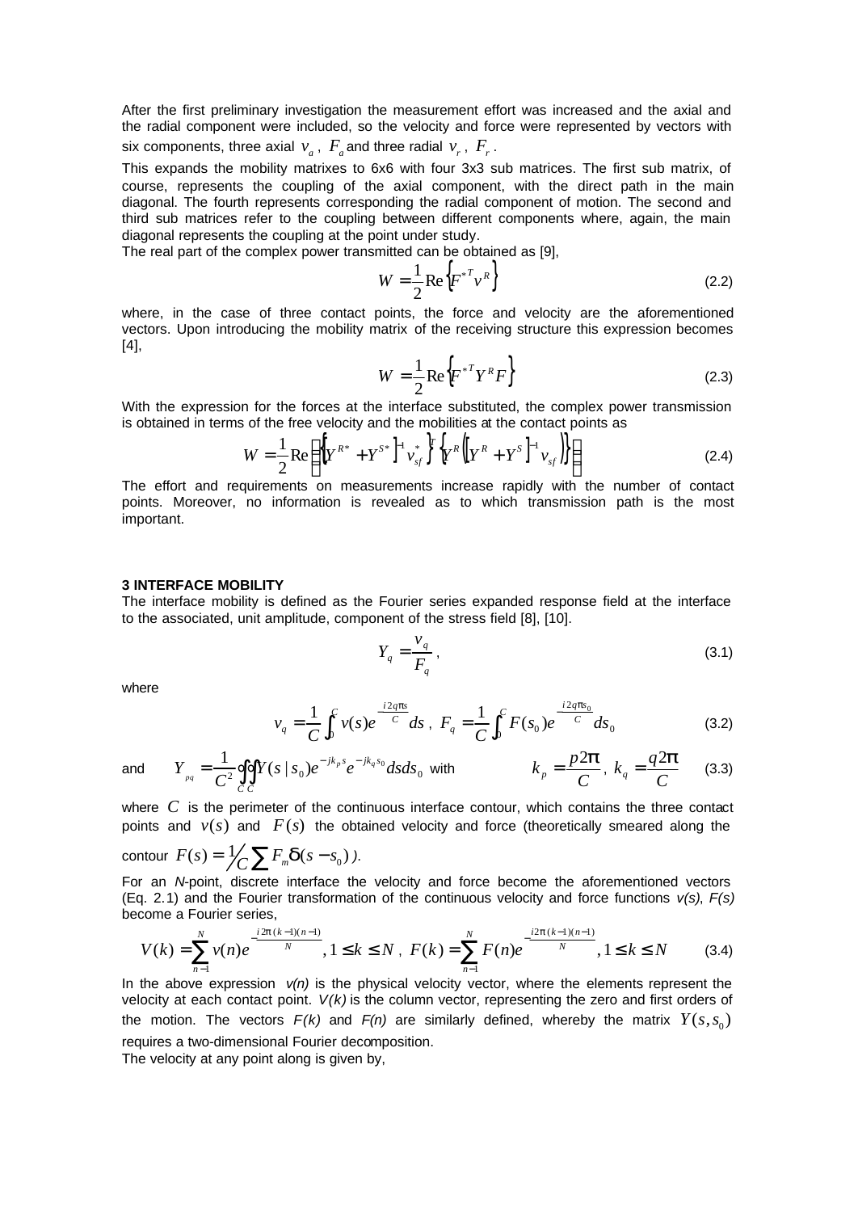After the first preliminary investigation the measurement effort was increased and the axial and the radial component were included, so the velocity and force were represented by vectors with six components, three axial $v_a$, $F_a$ and three radial $v_r$, $F_r$.

This expands the mobility matrixes to 6x6 with four 3x3 sub matrices. The first sub matrix, of course, represents the coupling of the axial component, with the direct path in the main diagonal. The fourth represents corresponding the radial component of motion. The second and third sub matrices refer to the coupling between different components where, again, the main diagonal represents the coupling at the point under study.

The real part of the complex power transmitted can be obtained as [9],

$$W = \frac{1}{2}\mathrm{Re}\left\{F^{*T}v^{R}\right\} \tag{2.2}$$

where, in the case of three contact points, the force and velocity are the aforementioned vectors. Upon introducing the mobility matrix of the receiving structure this expression becomes [4],

$$W = \frac{1}{2}\mathrm{Re}\left\{F^{*T}Y^{R}F\right\} \tag{2.3}$$

With the expression for the forces at the interface substituted, the complex power transmission is obtained in terms of the free velocity and the mobilities at the contact points as

$$W = \frac{1}{2}\mathrm{Re}\left(\left\{\left[Y^{R*}+Y^{S*}\right]^{-1}v_{sf}^{*}\right\}^{T}\left\{Y^{R}\left(\left[Y^{R}+Y^{S}\right]^{-1}v_{sf}\right)\right\}\right) \tag{2.4}$$

The effort and requirements on measurements increase rapidly with the number of contact points. Moreover, no information is revealed as to which transmission path is the most important.

## 3 INTERFACE MOBILITY

The interface mobility is defined as the Fourier series expanded response field at the interface to the associated, unit amplitude, component of the stress field [8], [10].

$$Y_q = \frac{v_q}{F_q}, \tag{3.1}$$

where

$$v_q = \frac{1}{C}\int_0^C v(s)e^{-\frac{i2q\pi s}{C}}ds\,,\ F_q = \frac{1}{C}\int_0^C F(s_0)e^{-\frac{i2q\pi s_0}{C}}ds_0 \tag{3.2}$$

and $$Y_{pq} = \frac{1}{C^2}\oint_C\oint_C Y(s\,|\,s_0)e^{-jk_p s}e^{-jk_q s_0}dsds_0 \quad \text{with} \quad k_p = \frac{p2\pi}{C},\ k_q = \frac{q2\pi}{C} \tag{3.3}$$

where $C$ is the perimeter of the continuous interface contour, which contains the three contact points and $v(s)$ and $F(s)$ the obtained velocity and force (theoretically smeared along the contour $F(s) = \frac{1}{C}\sum F_m\delta(s-s_0)$ ).

For an *N*-point, discrete interface the velocity and force become the aforementioned vectors (Eq. 2.1) and the Fourier transformation of the continuous velocity and force functions *v(s)*, *F(s)* become a Fourier series,

$$V(k) = \sum_{n=1}^{N} v(n)e^{-\frac{i2\pi(k-1)(n-1)}{N}}, 1 \le k \le N\,,\ F(k) = \sum_{n=1}^{N} F(n)e^{-\frac{i2\pi(k-1)(n-1)}{N}}, 1 \le k \le N \tag{3.4}$$

In the above expression *v(n)* is the physical velocity vector, where the elements represent the velocity at each contact point. *V(k)* is the column vector, representing the zero and first orders of the motion. The vectors *F(k)* and *F(n)* are similarly defined, whereby the matrix $Y(s,s_0)$ requires a two-dimensional Fourier decomposition.

The velocity at any point along is given by,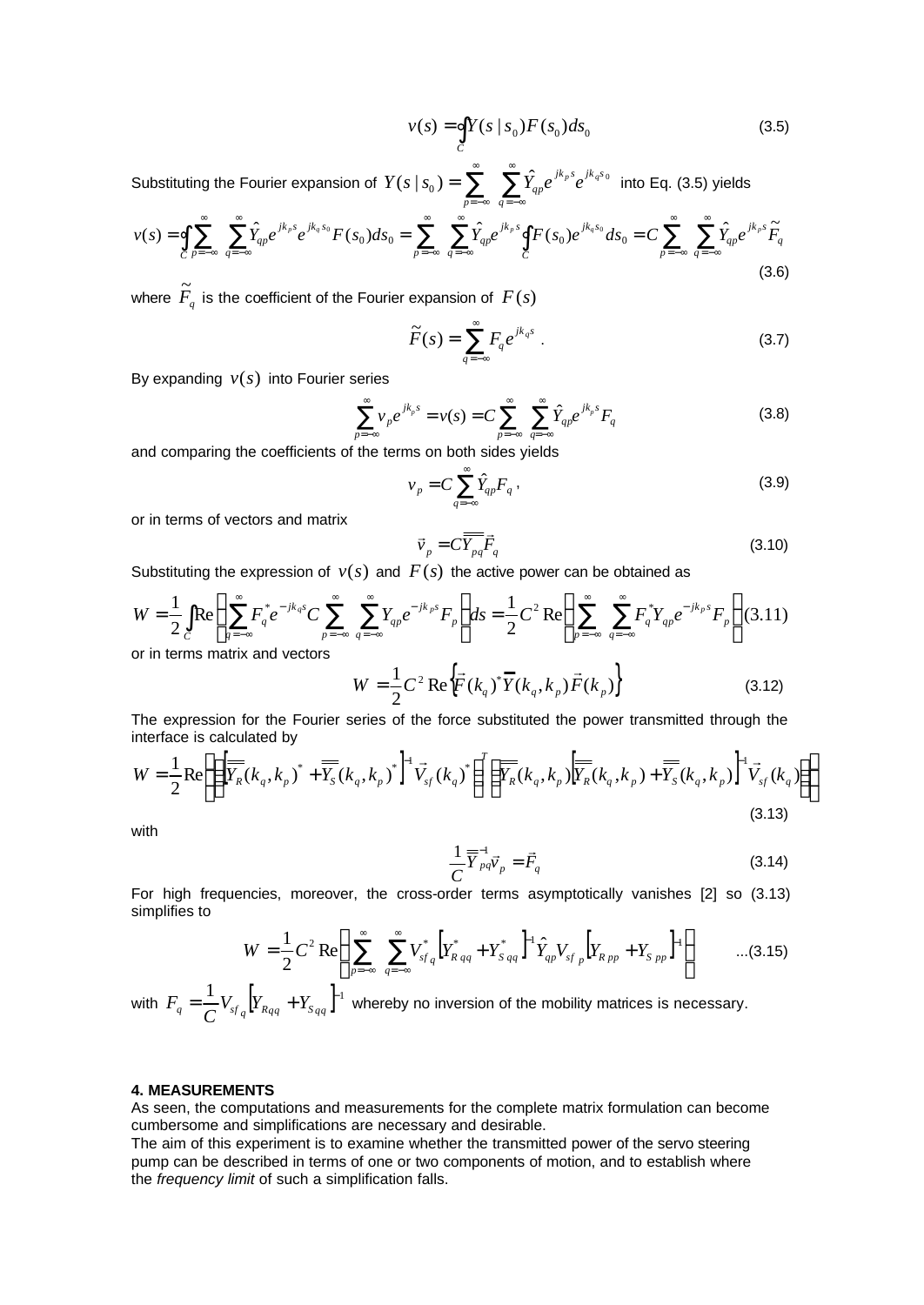$$v(s) = \oint_C Y(s\,|\,s_0)F(s_0)ds_0 \tag{3.5}$$

Substituting the Fourier expansion of $Y(s\,|\,s_0) = \sum_{p=-\infty}^{\infty}\sum_{q=-\infty}^{\infty}\hat{Y}_{qp}e^{jk_p s}e^{jk_q s_0}$ into Eq. (3.5) yields

$$v(s) = \oint_C \sum_{p=-\infty}^{\infty}\sum_{q=-\infty}^{\infty}\hat{Y}_{qp}e^{jk_p s}e^{jk_q s_0}F(s_0)ds_0 = \sum_{p=-\infty}^{\infty}\sum_{q=-\infty}^{\infty}\hat{Y}_{qp}e^{jk_p s}\oint_C F(s_0)e^{jk_q s_0}ds_0 = C\sum_{p=-\infty}^{\infty}\sum_{q=-\infty}^{\infty}\hat{Y}_{qp}e^{jk_p s}\tilde{F}_q \tag{3.6}$$

where $\tilde{F}_q$ is the coefficient of the Fourier expansion of $F(s)$

$$\tilde{F}(s) = \sum_{q=-\infty}^{\infty}F_q e^{jk_q s}\,. \tag{3.7}$$

By expanding $v(s)$ into Fourier series

$$\sum_{p=-\infty}^{\infty}v_p e^{jk_p s} = v(s) = C\sum_{p=-\infty}^{\infty}\sum_{q=-\infty}^{\infty}\hat{Y}_{qp}e^{jk_p s}F_q \tag{3.8}$$

and comparing the coefficients of the terms on both sides yields

$$v_p = C\sum_{q=-\infty}^{\infty}\hat{Y}_{qp}F_q\,, \tag{3.9}$$

or in terms of vectors and matrix

$$\vec{v}_p = C\overline{\overline{Y_{pq}}}\vec{F}_q \tag{3.10}$$

Substituting the expression of $v(s)$ and $F(s)$ the active power can be obtained as

$$W = \frac{1}{2}\oint_C \mathrm{Re}\left\{\sum_{q=-\infty}^{\infty}F_q^{*}e^{-jk_q s}C\sum_{p=-\infty}^{\infty}\sum_{q=-\infty}^{\infty}Y_{qp}e^{-jk_p s}F_p\right\}ds = \frac{1}{2}C^2\,\mathrm{Re}\left\{\sum_{p=-\infty}^{\infty}\sum_{q=-\infty}^{\infty}F_q^{*}Y_{qp}e^{-jk_p s}F_p\right\} \tag{3.11}$$

or in terms matrix and vectors

$$W = \frac{1}{2}C^2\,\mathrm{Re}\left\{\vec{F}(k_q)^{*}\overline{\overline{Y}}(k_q,k_p)\vec{F}(k_p)\right\} \tag{3.12}$$

The expression for the Fourier series of the force substituted the power transmitted through the interface is calculated by

$$W = \frac{1}{2}\mathrm{Re}\left\{\left(\left[\overline{\overline{Y_R}}(k_q,k_p)^{*} + \overline{\overline{Y_S}}(k_q,k_p)^{*}\right]^{-1}\vec{V}_{sf}(k_q)^{*}\right)^{T}\left(\overline{\overline{Y_R}}(k_q,k_p)\left[\overline{\overline{Y_R}}(k_q,k_p) + \overline{\overline{Y_S}}(k_q,k_p)\right]^{-1}\vec{V}_{sf}(k_q)\right)\right\} \tag{3.13}$$

with

$$\frac{1}{C}\overline{\overline{Y}}_{pq}^{-1}\vec{v}_p = \vec{F}_q \tag{3.14}$$

For high frequencies, moreover, the cross-order terms asymptotically vanishes [2] so (3.13) simplifies to

$$W = \frac{1}{2}C^2\,\mathrm{Re}\left\{\sum_{p=-\infty}^{\infty}\sum_{q=-\infty}^{\infty}V_{sf_q}^{*}\left[Y_{R\,qq}^{*} + Y_{S\,qq}^{*}\right]^{-1}\hat{Y}_{qp}V_{sf_p}\left[Y_{R\,pp} + Y_{S\,pp}\right]^{-1}\right\} \qquad \text{...(3.15)}$$

with $F_q = \frac{1}{C}V_{sf_q}\left[Y_{Rqq} + Y_{Sqq}\right]^{-1}$ whereby no inversion of the mobility matrices is necessary.

#### 4. MEASUREMENTS

As seen, the computations and measurements for the complete matrix formulation can become cumbersome and simplifications are necessary and desirable.

The aim of this experiment is to examine whether the transmitted power of the servo steering pump can be described in terms of one or two components of motion, and to establish where the *frequency limit* of such a simplification falls.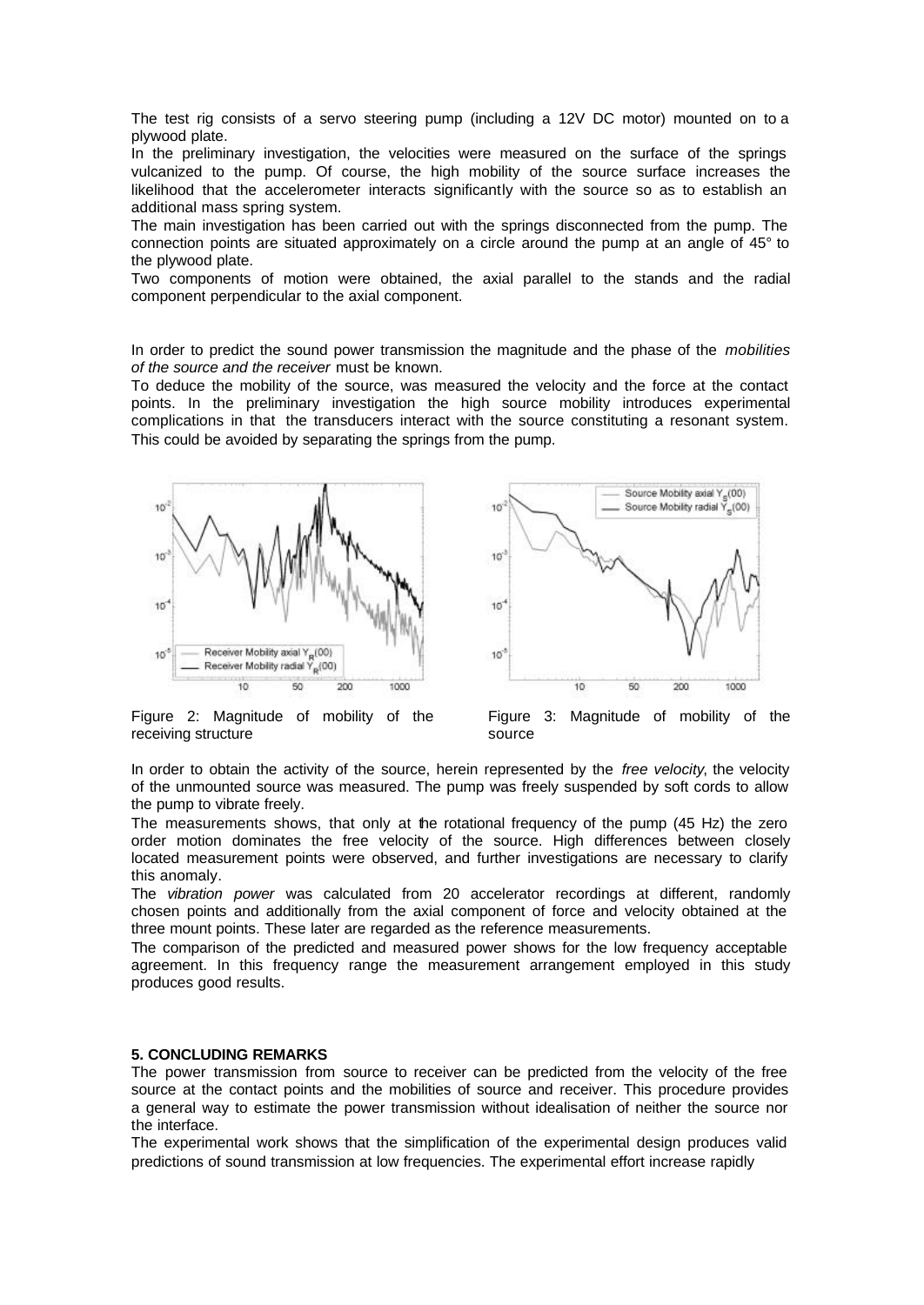The test rig consists of a servo steering pump (including a 12V DC motor) mounted on to a plywood plate.

In the preliminary investigation, the velocities were measured on the surface of the springs vulcanized to the pump. Of course, the high mobility of the source surface increases the likelihood that the accelerometer interacts significantly with the source so as to establish an additional mass spring system.

The main investigation has been carried out with the springs disconnected from the pump. The connection points are situated approximately on a circle around the pump at an angle of 45° to the plywood plate.

Two components of motion were obtained, the axial parallel to the stands and the radial component perpendicular to the axial component.

In order to predict the sound power transmission the magnitude and the phase of the *mobilities of the source and the receiver* must be known.

To deduce the mobility of the source, was measured the velocity and the force at the contact points. In the preliminary investigation the high source mobility introduces experimental complications in that the transducers interact with the source constituting a resonant system. This could be avoided by separating the springs from the pump.

Figure 2: Magnitude of mobility of the receiving structure

Figure 3: Magnitude of mobility of the source

In order to obtain the activity of the source, herein represented by the *free velocity*, the velocity of the unmounted source was measured. The pump was freely suspended by soft cords to allow the pump to vibrate freely.

The measurements shows, that only at the rotational frequency of the pump (45 Hz) the zero order motion dominates the free velocity of the source. High differences between closely located measurement points were observed, and further investigations are necessary to clarify this anomaly.

The *vibration power* was calculated from 20 accelerator recordings at different, randomly chosen points and additionally from the axial component of force and velocity obtained at the three mount points. These later are regarded as the reference measurements.

The comparison of the predicted and measured power shows for the low frequency acceptable agreement. In this frequency range the measurement arrangement employed in this study produces good results.

### 5. CONCLUDING REMARKS

The power transmission from source to receiver can be predicted from the velocity of the free source at the contact points and the mobilities of source and receiver. This procedure provides a general way to estimate the power transmission without idealisation of neither the source nor the interface.

The experimental work shows that the simplification of the experimental design produces valid predictions of sound transmission at low frequencies. The experimental effort increase rapidly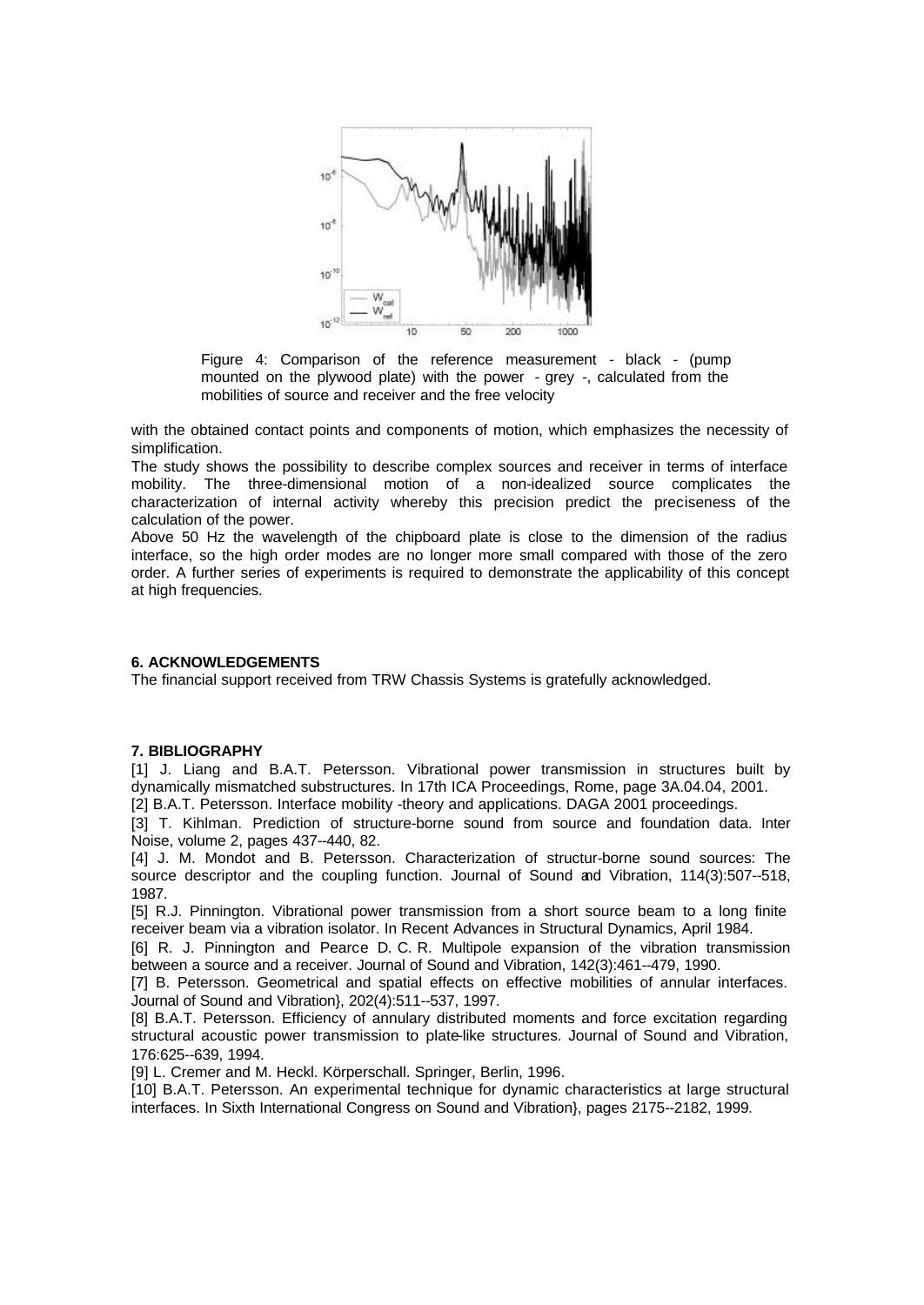$10^{-6}$

$10^{-8}$

$10^{-10}$

$10^{-12}$

$W_{cal}$

$W_{ref}$

10

50

200

1000

Figure 4: Comparison of the reference measurement - black - (pump mounted on the plywood plate) with the power - grey -, calculated from the mobilities of source and receiver and the free velocity

with the obtained contact points and components of motion, which emphasizes the necessity of simplification.

The study shows the possibility to describe complex sources and receiver in terms of interface mobility. The three-dimensional motion of a non-idealized source complicates the characterization of internal activity whereby this precision predict the preciseness of the calculation of the power.

Above 50 Hz the wavelength of the chipboard plate is close to the dimension of the radius interface, so the high order modes are no longer more small compared with those of the zero order. A further series of experiments is required to demonstrate the applicability of this concept at high frequencies.

### 6. ACKNOWLEDGEMENTS

The financial support received from TRW Chassis Systems is gratefully acknowledged.

### 7. BIBLIOGRAPHY

[1] J. Liang and B.A.T. Petersson. Vibrational power transmission in structures built by dynamically mismatched substructures. In 17th ICA Proceedings, Rome, page 3A.04.04, 2001.

[2] B.A.T. Petersson. Interface mobility -theory and applications. DAGA 2001 proceedings.

[3] T. Kihlman. Prediction of structure-borne sound from source and foundation data. Inter Noise, volume 2, pages 437--440, 82.

[4] J. M. Mondot and B. Petersson. Characterization of structur-borne sound sources: The source descriptor and the coupling function. Journal of Sound and Vibration, 114(3):507--518, 1987.

[5] R.J. Pinnington. Vibrational power transmission from a short source beam to a long finite receiver beam via a vibration isolator. In Recent Advances in Structural Dynamics, April 1984.

[6] R. J. Pinnington and Pearce D. C. R. Multipole expansion of the vibration transmission between a source and a receiver. Journal of Sound and Vibration, 142(3):461--479, 1990.

[7] B. Petersson. Geometrical and spatial effects on effective mobilities of annular interfaces. Journal of Sound and Vibration}, 202(4):511--537, 1997.

[8] B.A.T. Petersson. Efficiency of annulary distributed moments and force excitation regarding structural acoustic power transmission to plate-like structures. Journal of Sound and Vibration, 176:625--639, 1994.

[9] L. Cremer and M. Heckl. Körperschall. Springer, Berlin, 1996.

[10] B.A.T. Petersson. An experimental technique for dynamic characteristics at large structural interfaces. In Sixth International Congress on Sound and Vibration}, pages 2175--2182, 1999.